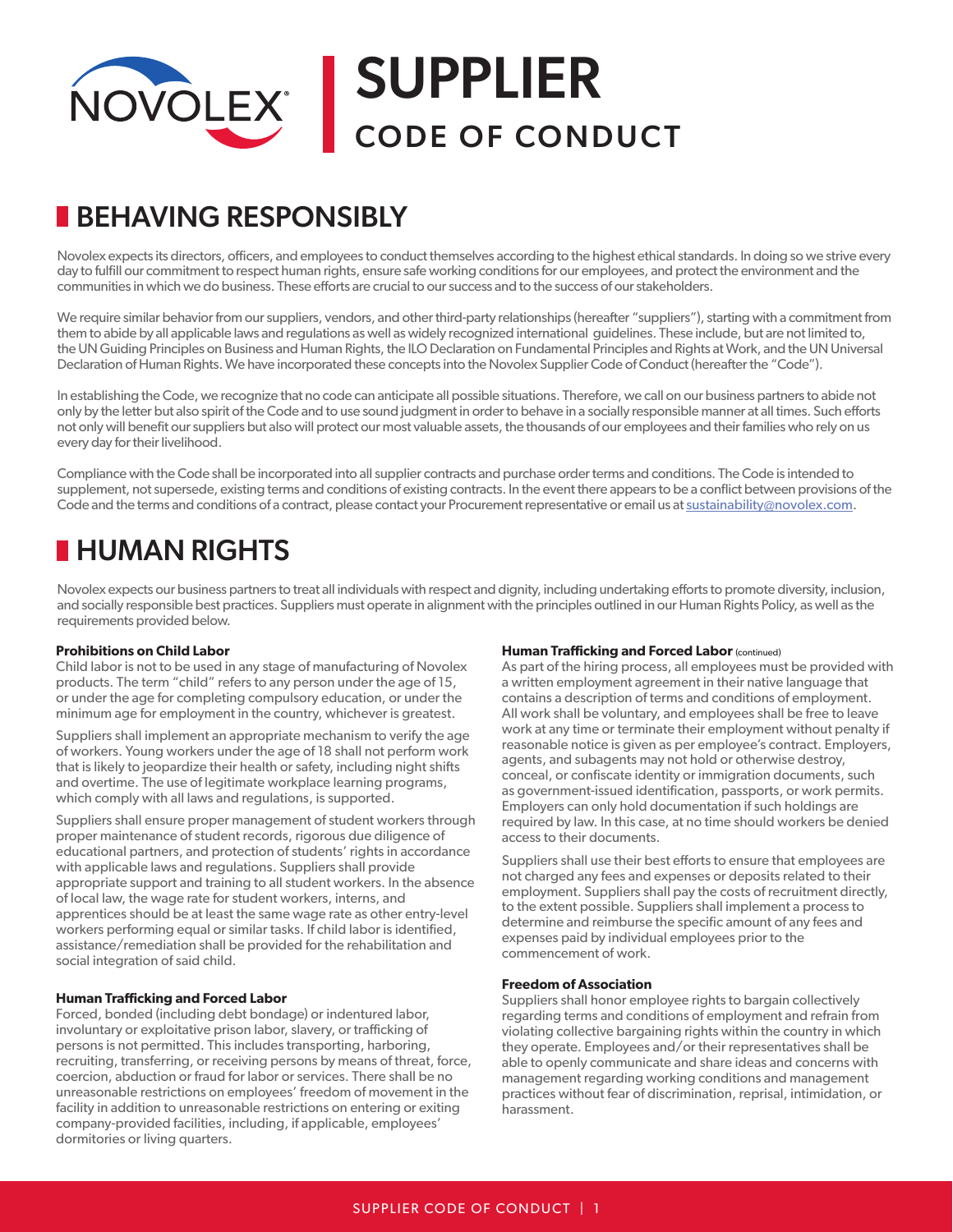# SUPPLIER CODE OF CONDUCT

## BEHAVING RESPONSIBLY

Novolex expects its directors, officers, and employees to conduct themselves according to the highest ethical standards. In doing so we strive every day to fulfill our commitment to respect human rights, ensure safe working conditions for our employees, and protect the environment and the communities in which we do business. These efforts are crucial to our success and to the success of our stakeholders.

We require similar behavior from our suppliers, vendors, and other third-party relationships (hereafter "suppliers"), starting with a commitment from them to abide by all applicable laws and regulations as well as widely recognized international guidelines. These include, but are not limited to, the UN Guiding Principles on Business and Human Rights, the ILO Declaration on Fundamental Principles and Rights at Work, and the UN Universal Declaration of Human Rights. We have incorporated these concepts into the Novolex Supplier Code of Conduct (hereafter the "Code").

In establishing the Code, we recognize that no code can anticipate all possible situations. Therefore, we call on our business partners to abide not only by the letter but also spirit of the Code and to use sound judgment in order to behave in a socially responsible manner at all times. Such efforts not only will benefit our suppliers but also will protect our most valuable assets, the thousands of our employees and their families who rely on us every day for their livelihood.

Compliance with the Code shall be incorporated into all supplier contracts and purchase order terms and conditions. The Code is intended to supplement, not supersede, existing terms and conditions of existing contracts. In the event there appears to be a conflict between provisions of the Code and the terms and conditions of a contract, please contact your Procurement representative or email us at sustainability@novolex.com.

## HUMAN RIGHTS

Novolex expects our business partners to treat all individuals with respect and dignity, including undertaking efforts to promote diversity, inclusion, and socially responsible best practices. Suppliers must operate in alignment with the principles outlined in our Human Rights Policy, as well as the requirements provided below.

**Prohibitions on Child Labor**

Child labor is not to be used in any stage of manufacturing of Novolex products. The term "child" refers to any person under the age of 15, or under the age for completing compulsory education, or under the minimum age for employment in the country, whichever is greatest.

Suppliers shall implement an appropriate mechanism to verify the age of workers. Young workers under the age of 18 shall not perform work that is likely to jeopardize their health or safety, including night shifts and overtime. The use of legitimate workplace learning programs, which comply with all laws and regulations, is supported.

Suppliers shall ensure proper management of student workers through proper maintenance of student records, rigorous due diligence of educational partners, and protection of students' rights in accordance with applicable laws and regulations. Suppliers shall provide appropriate support and training to all student workers. In the absence of local law, the wage rate for student workers, interns, and apprentices should be at least the same wage rate as other entry-level workers performing equal or similar tasks. If child labor is identified, assistance/remediation shall be provided for the rehabilitation and social integration of said child.

**Human Trafficking and Forced Labor**

Forced, bonded (including debt bondage) or indentured labor, involuntary or exploitative prison labor, slavery, or trafficking of persons is not permitted. This includes transporting, harboring, recruiting, transferring, or receiving persons by means of threat, force, coercion, abduction or fraud for labor or services. There shall be no unreasonable restrictions on employees' freedom of movement in the facility in addition to unreasonable restrictions on entering or exiting company-provided facilities, including, if applicable, employees' dormitories or living quarters.

As part of the hiring process, all employees must be provided with a written employment agreement in their native language that contains a description of terms and conditions of employment. All work shall be voluntary, and employees shall be free to leave work at any time or terminate their employment without penalty if reasonable notice is given as per employee's contract. Employers, agents, and subagents may not hold or otherwise destroy, conceal, or confiscate identity or immigration documents, such as government-issued identification, passports, or work permits. Employers can only hold documentation if such holdings are required by law. In this case, at no time should workers be denied access to their documents.

Suppliers shall use their best efforts to ensure that employees are not charged any fees and expenses or deposits related to their employment. Suppliers shall pay the costs of recruitment directly, to the extent possible. Suppliers shall implement a process to determine and reimburse the specific amount of any fees and expenses paid by individual employees prior to the commencement of work.

**Freedom of Association**

Suppliers shall honor employee rights to bargain collectively regarding terms and conditions of employment and refrain from violating collective bargaining rights within the country in which they operate. Employees and/or their representatives shall be able to openly communicate and share ideas and concerns with management regarding working conditions and management practices without fear of discrimination, reprisal, intimidation, or harassment.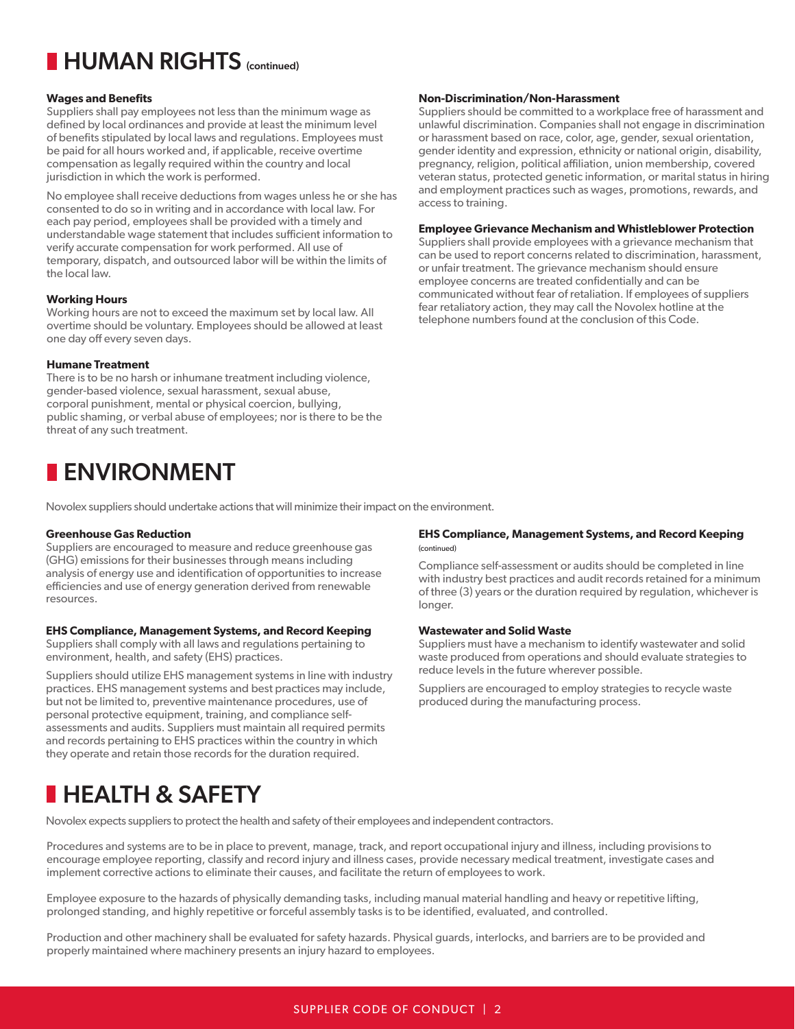# HUMAN RIGHTS (continued)

### Wages and Benefits

Suppliers shall pay employees not less than the minimum wage as defined by local ordinances and provide at least the minimum level of benefits stipulated by local laws and regulations. Employees must be paid for all hours worked and, if applicable, receive overtime compensation as legally required within the country and local jurisdiction in which the work is performed.

No employee shall receive deductions from wages unless he or she has consented to do so in writing and in accordance with local law. For each pay period, employees shall be provided with a timely and understandable wage statement that includes sufficient information to verify accurate compensation for work performed. All use of temporary, dispatch, and outsourced labor will be within the limits of the local law.

### Working Hours

Working hours are not to exceed the maximum set by local law. All overtime should be voluntary. Employees should be allowed at least one day off every seven days.

### Humane Treatment

There is to be no harsh or inhumane treatment including violence, gender-based violence, sexual harassment, sexual abuse, corporal punishment, mental or physical coercion, bullying, public shaming, or verbal abuse of employees; nor is there to be the threat of any such treatment.

### Non-Discrimination/Non-Harassment

Suppliers should be committed to a workplace free of harassment and unlawful discrimination. Companies shall not engage in discrimination or harassment based on race, color, age, gender, sexual orientation, gender identity and expression, ethnicity or national origin, disability, pregnancy, religion, political affiliation, union membership, covered veteran status, protected genetic information, or marital status in hiring and employment practices such as wages, promotions, rewards, and access to training.

### Employee Grievance Mechanism and Whistleblower Protection

Suppliers shall provide employees with a grievance mechanism that can be used to report concerns related to discrimination, harassment, or unfair treatment. The grievance mechanism should ensure employee concerns are treated confidentially and can be communicated without fear of retaliation. If employees of suppliers fear retaliatory action, they may call the Novolex hotline at the telephone numbers found at the conclusion of this Code.

# ENVIRONMENT

Novolex suppliers should undertake actions that will minimize their impact on the environment.

### Greenhouse Gas Reduction

Suppliers are encouraged to measure and reduce greenhouse gas (GHG) emissions for their businesses through means including analysis of energy use and identification of opportunities to increase efficiencies and use of energy generation derived from renewable resources.

### EHS Compliance, Management Systems, and Record Keeping

Suppliers shall comply with all laws and regulations pertaining to environment, health, and safety (EHS) practices.

Suppliers should utilize EHS management systems in line with industry practices. EHS management systems and best practices may include, but not be limited to, preventive maintenance procedures, use of personal protective equipment, training, and compliance self-assessments and audits. Suppliers must maintain all required permits and records pertaining to EHS practices within the country in which they operate and retain those records for the duration required.

Compliance self-assessment or audits should be completed in line with industry best practices and audit records retained for a minimum of three (3) years or the duration required by regulation, whichever is longer.

### Wastewater and Solid Waste

Suppliers must have a mechanism to identify wastewater and solid waste produced from operations and should evaluate strategies to reduce levels in the future wherever possible.

Suppliers are encouraged to employ strategies to recycle waste produced during the manufacturing process.

# HEALTH & SAFETY

Novolex expects suppliers to protect the health and safety of their employees and independent contractors.

Procedures and systems are to be in place to prevent, manage, track, and report occupational injury and illness, including provisions to encourage employee reporting, classify and record injury and illness cases, provide necessary medical treatment, investigate cases and implement corrective actions to eliminate their causes, and facilitate the return of employees to work.

Employee exposure to the hazards of physically demanding tasks, including manual material handling and heavy or repetitive lifting, prolonged standing, and highly repetitive or forceful assembly tasks is to be identified, evaluated, and controlled.

Production and other machinery shall be evaluated for safety hazards. Physical guards, interlocks, and barriers are to be provided and properly maintained where machinery presents an injury hazard to employees.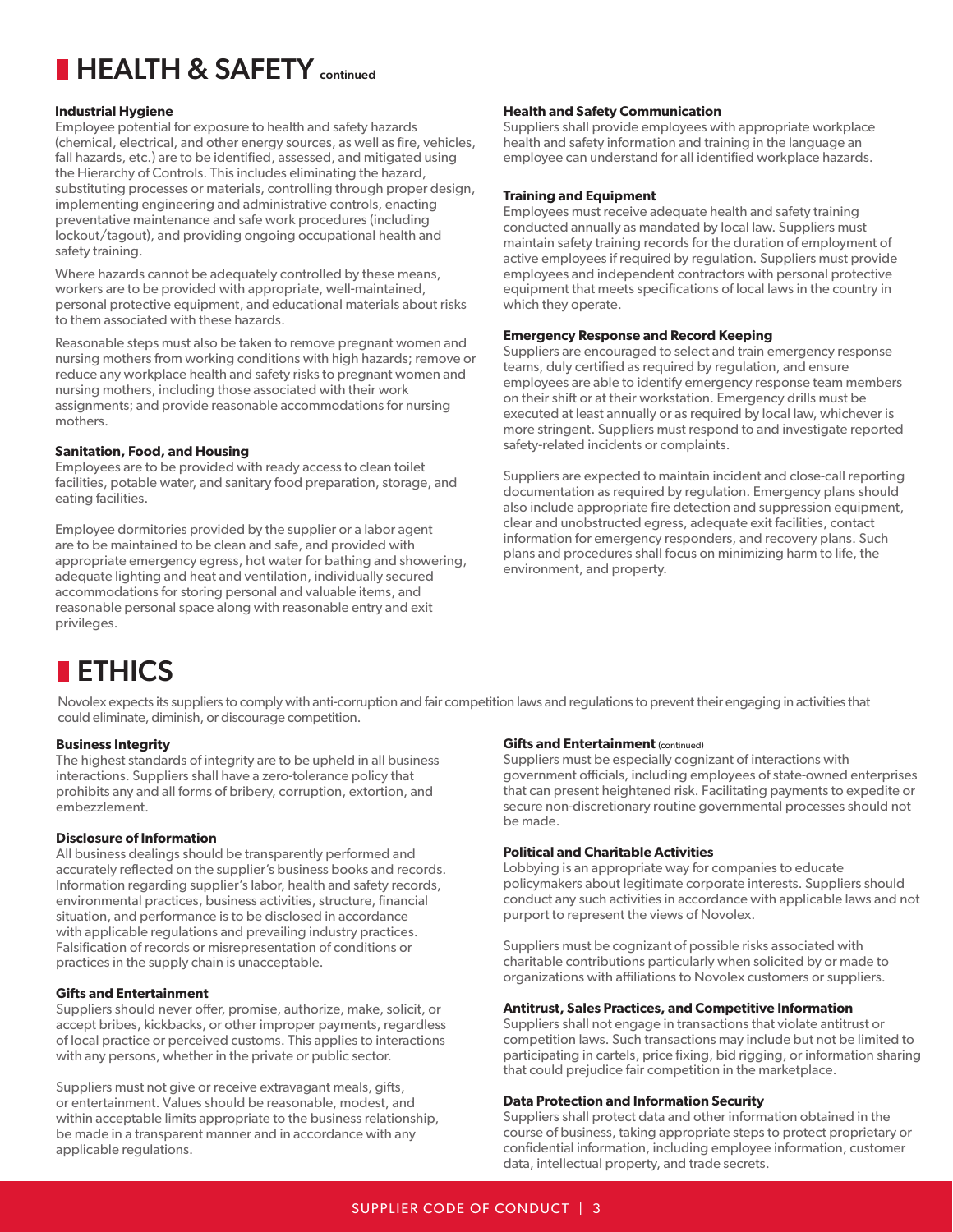# HEALTH & SAFETY continued

### Industrial Hygiene

Employee potential for exposure to health and safety hazards (chemical, electrical, and other energy sources, as well as fire, vehicles, fall hazards, etc.) are to be identified, assessed, and mitigated using the Hierarchy of Controls. This includes eliminating the hazard, substituting processes or materials, controlling through proper design, implementing engineering and administrative controls, enacting preventative maintenance and safe work procedures (including lockout/tagout), and providing ongoing occupational health and safety training.

Where hazards cannot be adequately controlled by these means, workers are to be provided with appropriate, well-maintained, personal protective equipment, and educational materials about risks to them associated with these hazards.

Reasonable steps must also be taken to remove pregnant women and nursing mothers from working conditions with high hazards; remove or reduce any workplace health and safety risks to pregnant women and nursing mothers, including those associated with their work assignments; and provide reasonable accommodations for nursing mothers.

### Sanitation, Food, and Housing

Employees are to be provided with ready access to clean toilet facilities, potable water, and sanitary food preparation, storage, and eating facilities.

Employee dormitories provided by the supplier or a labor agent are to be maintained to be clean and safe, and provided with appropriate emergency egress, hot water for bathing and showering, adequate lighting and heat and ventilation, individually secured accommodations for storing personal and valuable items, and reasonable personal space along with reasonable entry and exit privileges.

### Health and Safety Communication

Suppliers shall provide employees with appropriate workplace health and safety information and training in the language an employee can understand for all identified workplace hazards.

### Training and Equipment

Employees must receive adequate health and safety training conducted annually as mandated by local law. Suppliers must maintain safety training records for the duration of employment of active employees if required by regulation. Suppliers must provide employees and independent contractors with personal protective equipment that meets specifications of local laws in the country in which they operate.

### Emergency Response and Record Keeping

Suppliers are encouraged to select and train emergency response teams, duly certified as required by regulation, and ensure employees are able to identify emergency response team members on their shift or at their workstation. Emergency drills must be executed at least annually or as required by local law, whichever is more stringent. Suppliers must respond to and investigate reported safety-related incidents or complaints.

Suppliers are expected to maintain incident and close-call reporting documentation as required by regulation. Emergency plans should also include appropriate fire detection and suppression equipment, clear and unobstructed egress, adequate exit facilities, contact information for emergency responders, and recovery plans. Such plans and procedures shall focus on minimizing harm to life, the environment, and property.

# ETHICS

Novolex expects its suppliers to comply with anti-corruption and fair competition laws and regulations to prevent their engaging in activities that could eliminate, diminish, or discourage competition.

### Business Integrity

The highest standards of integrity are to be upheld in all business interactions. Suppliers shall have a zero-tolerance policy that prohibits any and all forms of bribery, corruption, extortion, and embezzlement.

### Disclosure of Information

All business dealings should be transparently performed and accurately reflected on the supplier's business books and records. Information regarding supplier's labor, health and safety records, environmental practices, business activities, structure, financial situation, and performance is to be disclosed in accordance with applicable regulations and prevailing industry practices. Falsification of records or misrepresentation of conditions or practices in the supply chain is unacceptable.

### Gifts and Entertainment

Suppliers should never offer, promise, authorize, make, solicit, or accept bribes, kickbacks, or other improper payments, regardless of local practice or perceived customs. This applies to interactions with any persons, whether in the private or public sector.

Suppliers must not give or receive extravagant meals, gifts, or entertainment. Values should be reasonable, modest, and within acceptable limits appropriate to the business relationship, be made in a transparent manner and in accordance with any applicable regulations.

### Gifts and Entertainment (continued)

Suppliers must be especially cognizant of interactions with government officials, including employees of state-owned enterprises that can present heightened risk. Facilitating payments to expedite or secure non-discretionary routine governmental processes should not be made.

### Political and Charitable Activities

Lobbying is an appropriate way for companies to educate policymakers about legitimate corporate interests. Suppliers should conduct any such activities in accordance with applicable laws and not purport to represent the views of Novolex.

Suppliers must be cognizant of possible risks associated with charitable contributions particularly when solicited by or made to organizations with affiliations to Novolex customers or suppliers.

### Antitrust, Sales Practices, and Competitive Information

Suppliers shall not engage in transactions that violate antitrust or competition laws. Such transactions may include but not be limited to participating in cartels, price fixing, bid rigging, or information sharing that could prejudice fair competition in the marketplace.

### Data Protection and Information Security

Suppliers shall protect data and other information obtained in the course of business, taking appropriate steps to protect proprietary or confidential information, including employee information, customer data, intellectual property, and trade secrets.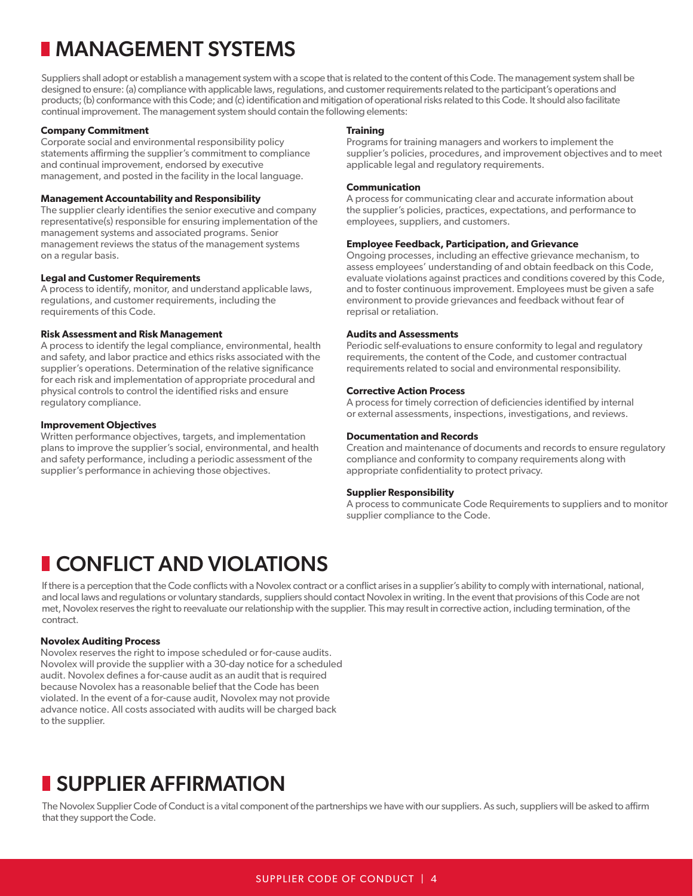# MANAGEMENT SYSTEMS

Suppliers shall adopt or establish a management system with a scope that is related to the content of this Code. The management system shall be designed to ensure: (a) compliance with applicable laws, regulations, and customer requirements related to the participant's operations and products; (b) conformance with this Code; and (c) identification and mitigation of operational risks related to this Code. It should also facilitate continual improvement. The management system should contain the following elements:

**Company Commitment**
Corporate social and environmental responsibility policy statements affirming the supplier's commitment to compliance and continual improvement, endorsed by executive management, and posted in the facility in the local language.

**Management Accountability and Responsibility**
The supplier clearly identifies the senior executive and company representative(s) responsible for ensuring implementation of the management systems and associated programs. Senior management reviews the status of the management systems on a regular basis.

**Legal and Customer Requirements**
A process to identify, monitor, and understand applicable laws, regulations, and customer requirements, including the requirements of this Code.

**Risk Assessment and Risk Management**
A process to identify the legal compliance, environmental, health and safety, and labor practice and ethics risks associated with the supplier's operations. Determination of the relative significance for each risk and implementation of appropriate procedural and physical controls to control the identified risks and ensure regulatory compliance.

**Improvement Objectives**
Written performance objectives, targets, and implementation plans to improve the supplier's social, environmental, and health and safety performance, including a periodic assessment of the supplier's performance in achieving those objectives.

**Training**
Programs for training managers and workers to implement the supplier's policies, procedures, and improvement objectives and to meet applicable legal and regulatory requirements.

**Communication**
A process for communicating clear and accurate information about the supplier's policies, practices, expectations, and performance to employees, suppliers, and customers.

**Employee Feedback, Participation, and Grievance**
Ongoing processes, including an effective grievance mechanism, to assess employees' understanding of and obtain feedback on this Code, evaluate violations against practices and conditions covered by this Code, and to foster continuous improvement. Employees must be given a safe environment to provide grievances and feedback without fear of reprisal or retaliation.

**Audits and Assessments**
Periodic self-evaluations to ensure conformity to legal and regulatory requirements, the content of the Code, and customer contractual requirements related to social and environmental responsibility.

**Corrective Action Process**
A process for timely correction of deficiencies identified by internal or external assessments, inspections, investigations, and reviews.

**Documentation and Records**
Creation and maintenance of documents and records to ensure regulatory compliance and conformity to company requirements along with appropriate confidentiality to protect privacy.

**Supplier Responsibility**
A process to communicate Code Requirements to suppliers and to monitor supplier compliance to the Code.

# CONFLICT AND VIOLATIONS

If there is a perception that the Code conflicts with a Novolex contract or a conflict arises in a supplier's ability to comply with international, national, and local laws and regulations or voluntary standards, suppliers should contact Novolex in writing. In the event that provisions of this Code are not met, Novolex reserves the right to reevaluate our relationship with the supplier. This may result in corrective action, including termination, of the contract.

**Novolex Auditing Process**
Novolex reserves the right to impose scheduled or for-cause audits. Novolex will provide the supplier with a 30-day notice for a scheduled audit. Novolex defines a for-cause audit as an audit that is required because Novolex has a reasonable belief that the Code has been violated. In the event of a for-cause audit, Novolex may not provide advance notice. All costs associated with audits will be charged back to the supplier.

# SUPPLIER AFFIRMATION

The Novolex Supplier Code of Conduct is a vital component of the partnerships we have with our suppliers. As such, suppliers will be asked to affirm that they support the Code.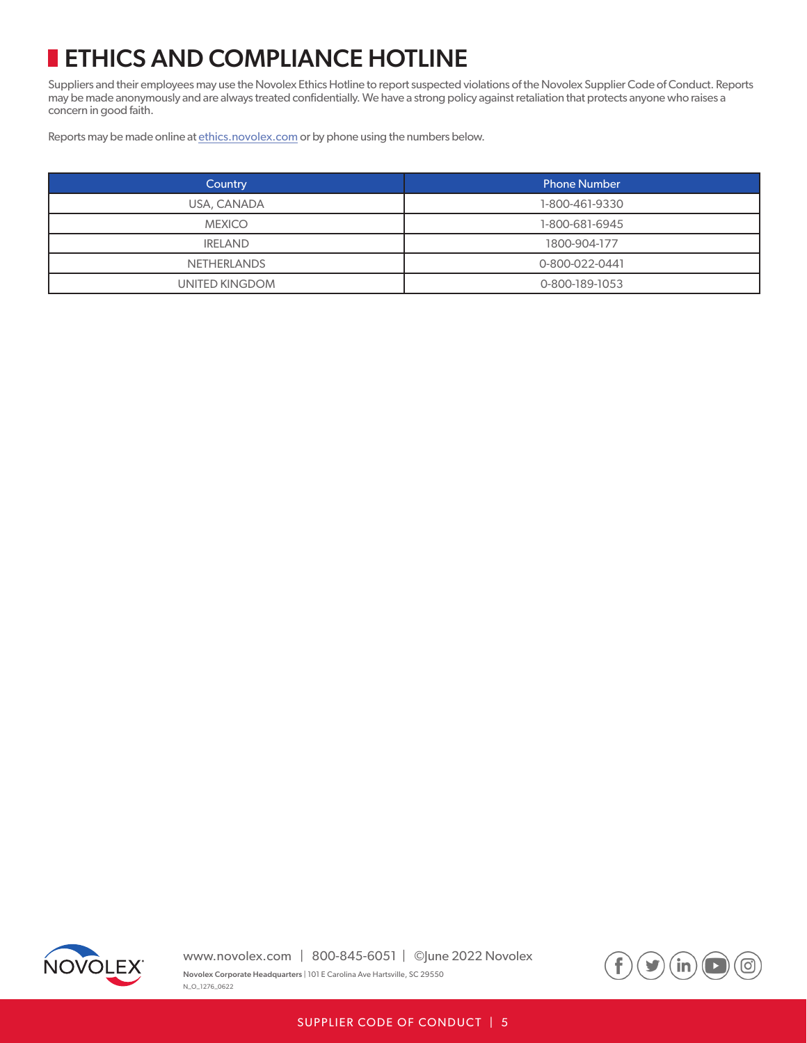# ETHICS AND COMPLIANCE HOTLINE

Suppliers and their employees may use the Novolex Ethics Hotline to report suspected violations of the Novolex Supplier Code of Conduct. Reports may be made anonymously and are always treated confidentially. We have a strong policy against retaliation that protects anyone who raises a concern in good faith.

Reports may be made online at ethics.novolex.com or by phone using the numbers below.

| Country | Phone Number |
|---|---|
| USA, CANADA | 1-800-461-9330 |
| MEXICO | 1-800-681-6945 |
| IRELAND | 1800-904-177 |
| NETHERLANDS | 0-800-022-0441 |
| UNITED KINGDOM | 0-800-189-1053 |

www.novolex.com | 800-845-6051 | ©June 2022 Novolex

**Novolex Corporate Headquarters** | 101 E Carolina Ave Hartsville, SC 29550

N_O_1276_0622